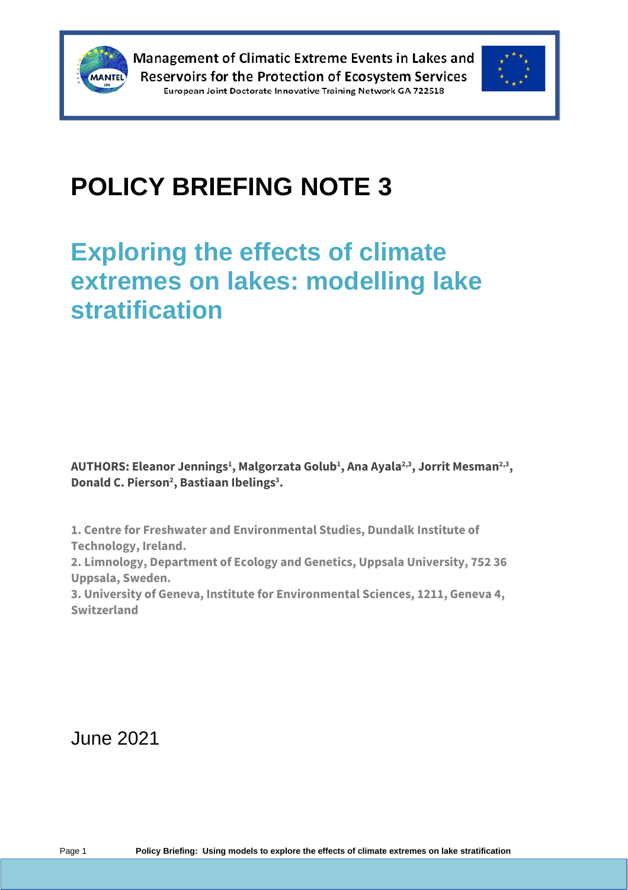Management of Climatic Extreme Events in Lakes and Reservoirs for the Protection of Ecosystem Services

European Joint Doctorate Innovative Training Network GA 722518

# POLICY BRIEFING NOTE 3

## Exploring the effects of climate extremes on lakes: modelling lake stratification

**AUTHORS: Eleanor Jennings[1], Malgorzata Golub[1], Ana Ayala[2,3], Jorrit Mesman[2,3], Donald C. Pierson[2], Bastiaan Ibelings[3].**

**1. Centre for Freshwater and Environmental Studies, Dundalk Institute of Technology, Ireland.**
**2. Limnology, Department of Ecology and Genetics, Uppsala University, 752 36 Uppsala, Sweden.**
**3. University of Geneva, Institute for Environmental Sciences, 1211, Geneva 4, Switzerland**

June 2021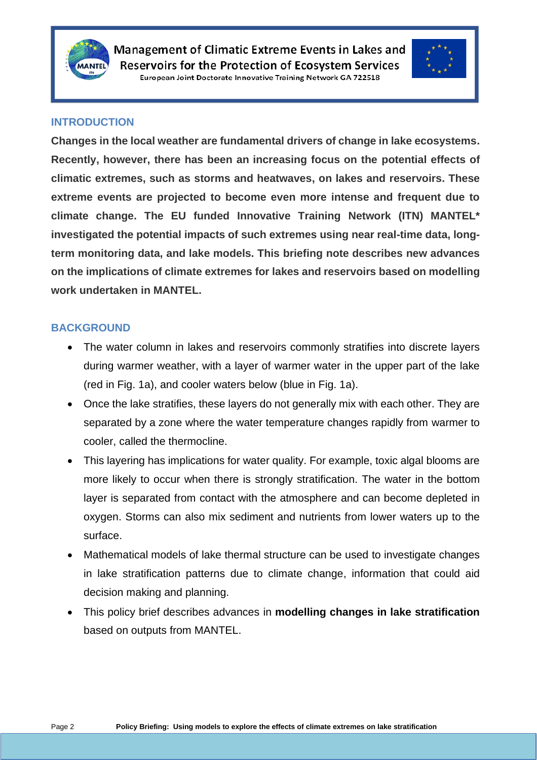Management of Climatic Extreme Events in Lakes and Reservoirs for the Protection of Ecosystem Services

European Joint Doctorate Innovative Training Network GA 722518

## INTRODUCTION

**Changes in the local weather are fundamental drivers of change in lake ecosystems. Recently, however, there has been an increasing focus on the potential effects of climatic extremes, such as storms and heatwaves, on lakes and reservoirs. These extreme events are projected to become even more intense and frequent due to climate change. The EU funded Innovative Training Network (ITN) MANTEL* investigated the potential impacts of such extremes using near real-time data, long-term monitoring data, and lake models. This briefing note describes new advances on the implications of climate extremes for lakes and reservoirs based on modelling work undertaken in MANTEL.**

## BACKGROUND

- The water column in lakes and reservoirs commonly stratifies into discrete layers during warmer weather, with a layer of warmer water in the upper part of the lake (red in Fig. 1a), and cooler waters below (blue in Fig. 1a).
- Once the lake stratifies, these layers do not generally mix with each other. They are separated by a zone where the water temperature changes rapidly from warmer to cooler, called the thermocline.
- This layering has implications for water quality. For example, toxic algal blooms are more likely to occur when there is strongly stratification. The water in the bottom layer is separated from contact with the atmosphere and can become depleted in oxygen. Storms can also mix sediment and nutrients from lower waters up to the surface.
- Mathematical models of lake thermal structure can be used to investigate changes in lake stratification patterns due to climate change, information that could aid decision making and planning.
- This policy brief describes advances in **modelling changes in lake stratification** based on outputs from MANTEL.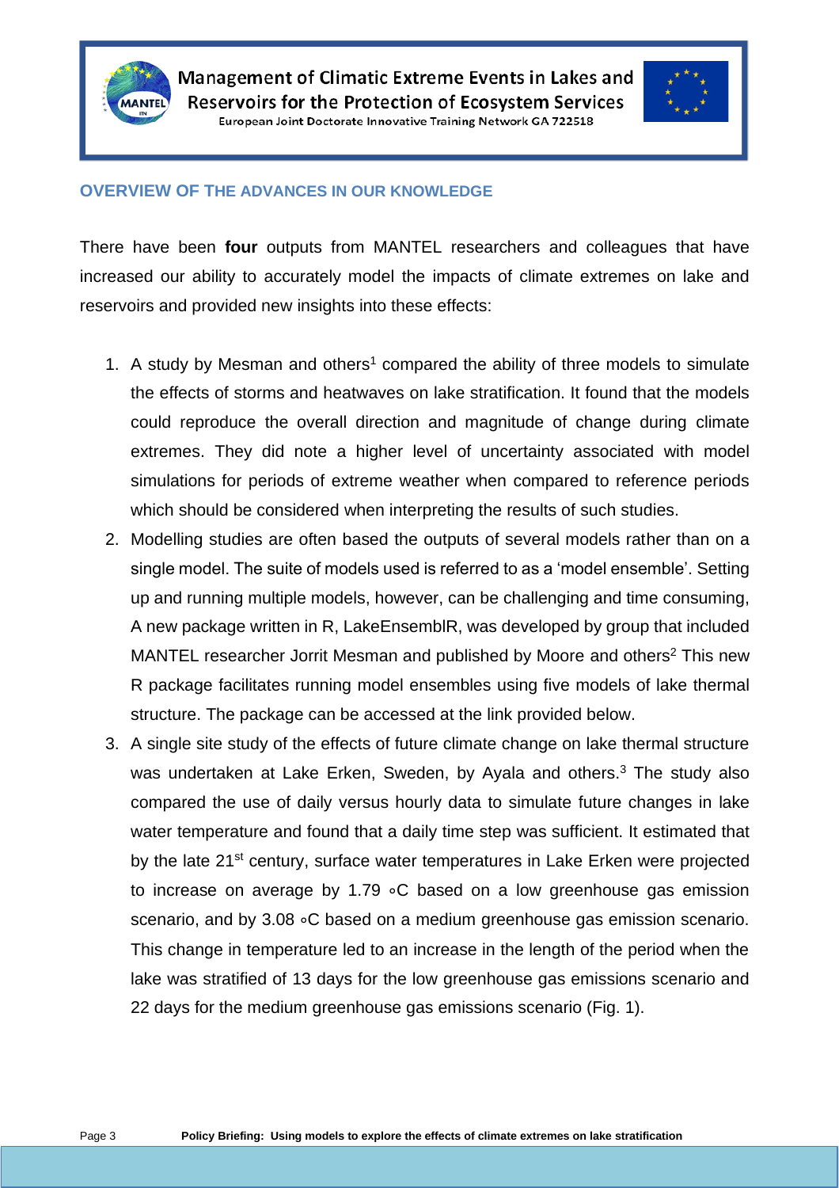### OVERVIEW OF THE ADVANCES IN OUR KNOWLEDGE

There have been **four** outputs from MANTEL researchers and colleagues that have increased our ability to accurately model the impacts of climate extremes on lake and reservoirs and provided new insights into these effects:

1. A study by Mesman and others[1] compared the ability of three models to simulate the effects of storms and heatwaves on lake stratification. It found that the models could reproduce the overall direction and magnitude of change during climate extremes. They did note a higher level of uncertainty associated with model simulations for periods of extreme weather when compared to reference periods which should be considered when interpreting the results of such studies.
2. Modelling studies are often based the outputs of several models rather than on a single model. The suite of models used is referred to as a 'model ensemble'. Setting up and running multiple models, however, can be challenging and time consuming, A new package written in R, LakeEnsemblR, was developed by group that included MANTEL researcher Jorrit Mesman and published by Moore and others[2] This new R package facilitates running model ensembles using five models of lake thermal structure. The package can be accessed at the link provided below.
3. A single site study of the effects of future climate change on lake thermal structure was undertaken at Lake Erken, Sweden, by Ayala and others.[3] The study also compared the use of daily versus hourly data to simulate future changes in lake water temperature and found that a daily time step was sufficient. It estimated that by the late 21$^{st}$ century, surface water temperatures in Lake Erken were projected to increase on average by 1.79 ∘C based on a low greenhouse gas emission scenario, and by 3.08 ∘C based on a medium greenhouse gas emission scenario. This change in temperature led to an increase in the length of the period when the lake was stratified of 13 days for the low greenhouse gas emissions scenario and 22 days for the medium greenhouse gas emissions scenario (Fig. 1).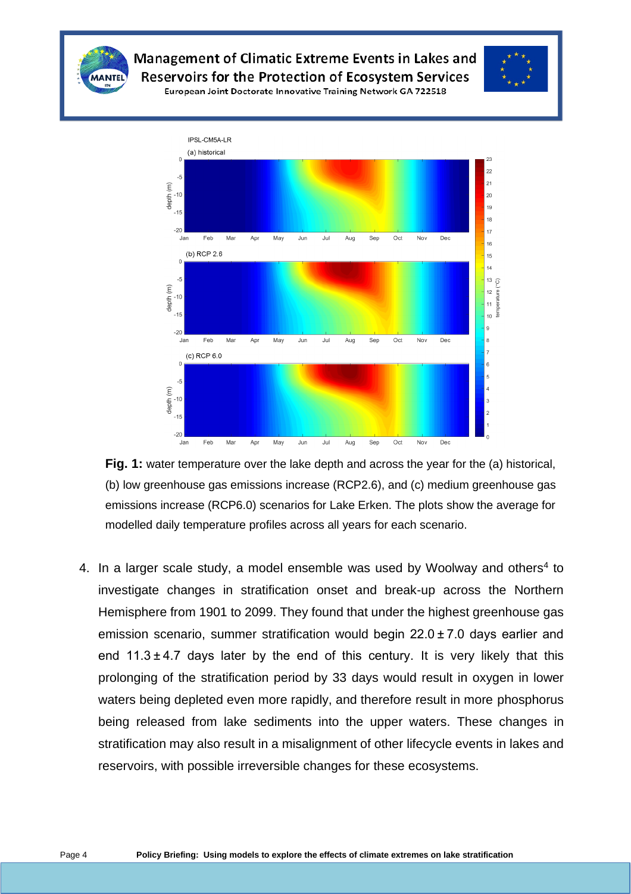**Fig. 1:** water temperature over the lake depth and across the year for the (a) historical, (b) low greenhouse gas emissions increase (RCP2.6), and (c) medium greenhouse gas emissions increase (RCP6.0) scenarios for Lake Erken. The plots show the average for modelled daily temperature profiles across all years for each scenario.

4. In a larger scale study, a model ensemble was used by Woolway and others[4] to investigate changes in stratification onset and break-up across the Northern Hemisphere from 1901 to 2099. They found that under the highest greenhouse gas emission scenario, summer stratification would begin $22.0 \pm 7.0$ days earlier and end $11.3 \pm 4.7$ days later by the end of this century. It is very likely that this prolonging of the stratification period by 33 days would result in oxygen in lower waters being depleted even more rapidly, and therefore result in more phosphorus being released from lake sediments into the upper waters. These changes in stratification may also result in a misalignment of other lifecycle events in lakes and reservoirs, with possible irreversible changes for these ecosystems.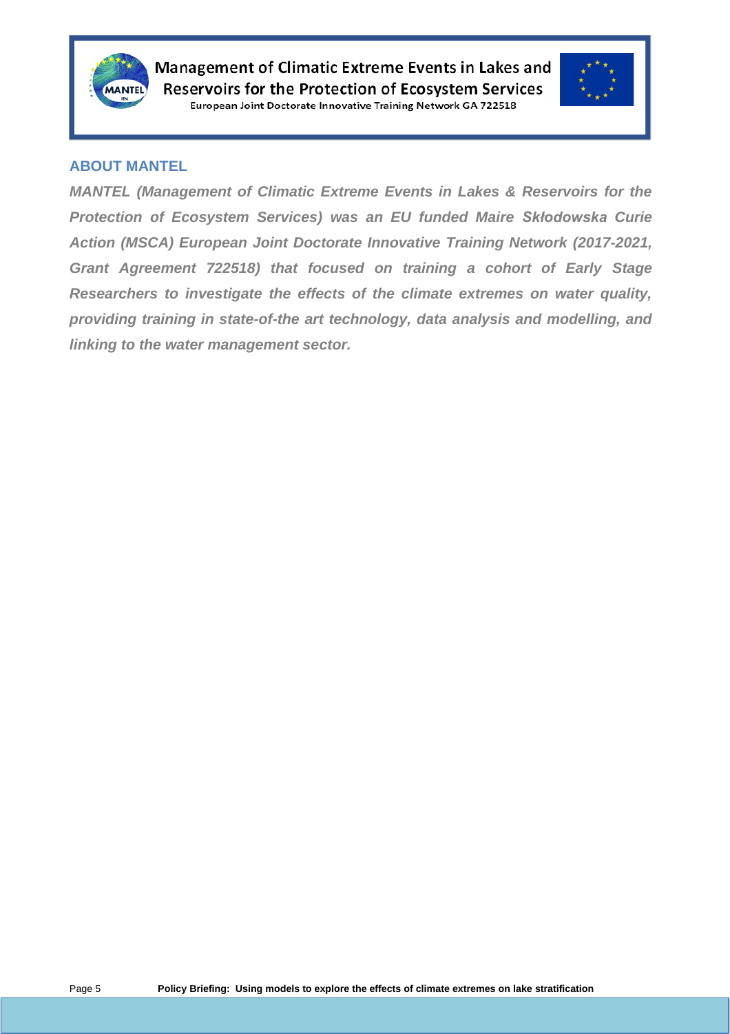## ABOUT MANTEL

***MANTEL (Management of Climatic Extreme Events in Lakes & Reservoirs for the Protection of Ecosystem Services) was an EU funded Maire Skłodowska Curie Action (MSCA) European Joint Doctorate Innovative Training Network (2017-2021, Grant Agreement 722518) that focused on training a cohort of Early Stage Researchers to investigate the effects of the climate extremes on water quality, providing training in state-of-the art technology, data analysis and modelling, and linking to the water management sector.***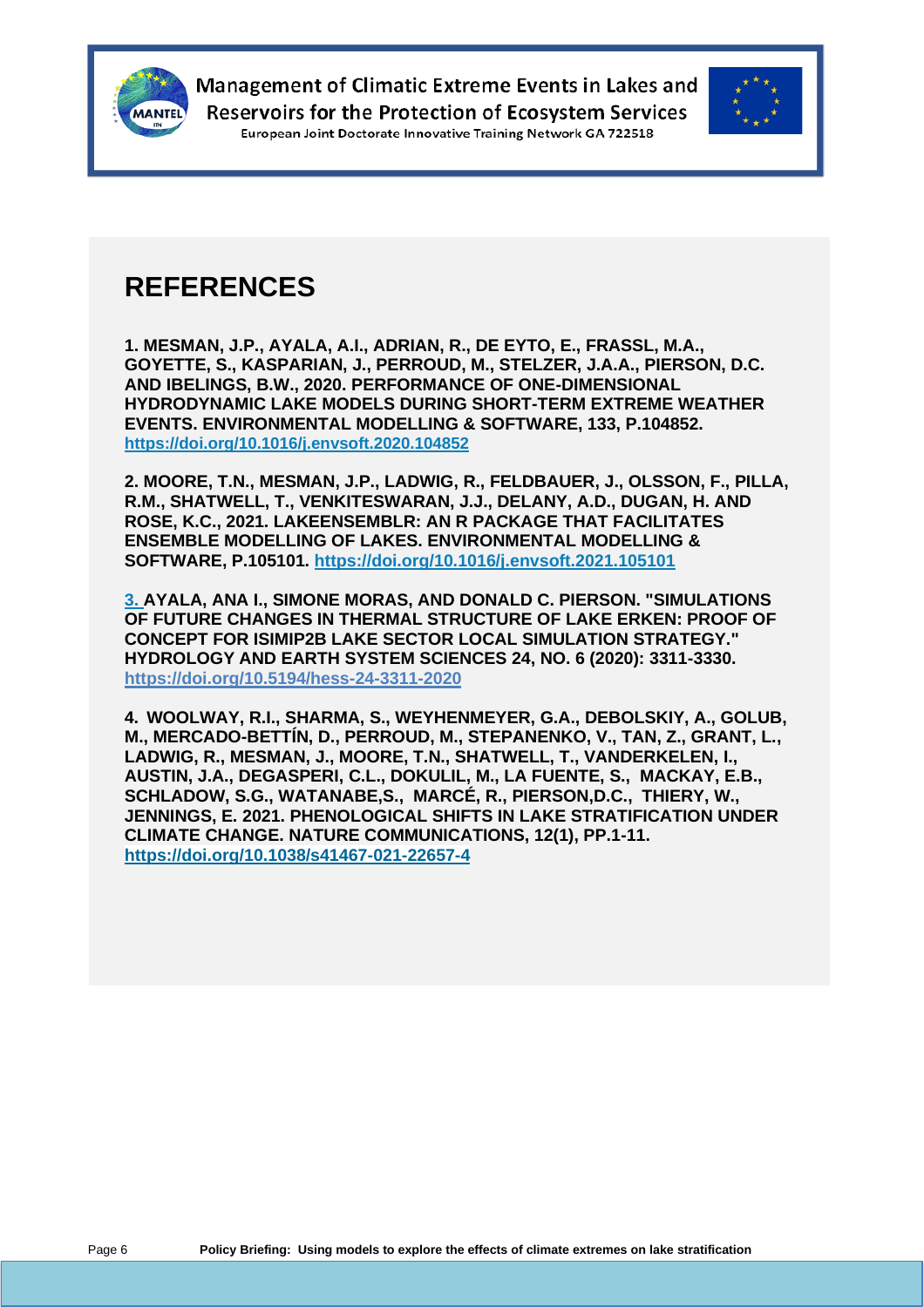# REFERENCES

1. MESMAN, J.P., AYALA, A.I., ADRIAN, R., DE EYTO, E., FRASSL, M.A., GOYETTE, S., KASPARIAN, J., PERROUD, M., STELZER, J.A.A., PIERSON, D.C. AND IBELINGS, B.W., 2020. PERFORMANCE OF ONE-DIMENSIONAL HYDRODYNAMIC LAKE MODELS DURING SHORT-TERM EXTREME WEATHER EVENTS. ENVIRONMENTAL MODELLING & SOFTWARE, 133, P.104852. https://doi.org/10.1016/j.envsoft.2020.104852

2. MOORE, T.N., MESMAN, J.P., LADWIG, R., FELDBAUER, J., OLSSON, F., PILLA, R.M., SHATWELL, T., VENKITESWARAN, J.J., DELANY, A.D., DUGAN, H. AND ROSE, K.C., 2021. LAKEENSEMBLR: AN R PACKAGE THAT FACILITATES ENSEMBLE MODELLING OF LAKES. ENVIRONMENTAL MODELLING & SOFTWARE, P.105101. https://doi.org/10.1016/j.envsoft.2021.105101

3. AYALA, ANA I., SIMONE MORAS, AND DONALD C. PIERSON. "SIMULATIONS OF FUTURE CHANGES IN THERMAL STRUCTURE OF LAKE ERKEN: PROOF OF CONCEPT FOR ISIMIP2B LAKE SECTOR LOCAL SIMULATION STRATEGY." HYDROLOGY AND EARTH SYSTEM SCIENCES 24, NO. 6 (2020): 3311-3330. https://doi.org/10.5194/hess-24-3311-2020

4. WOOLWAY, R.I., SHARMA, S., WEYHENMEYER, G.A., DEBOLSKIY, A., GOLUB, M., MERCADO-BETTÍN, D., PERROUD, M., STEPANENKO, V., TAN, Z., GRANT, L., LADWIG, R., MESMAN, J., MOORE, T.N., SHATWELL, T., VANDERKELEN, I., AUSTIN, J.A., DEGASPERI, C.L., DOKULIL, M., LA FUENTE, S., MACKAY, E.B., SCHLADOW, S.G., WATANABE,S., MARCÉ, R., PIERSON,D.C., THIERY, W., JENNINGS, E. 2021. PHENOLOGICAL SHIFTS IN LAKE STRATIFICATION UNDER CLIMATE CHANGE. NATURE COMMUNICATIONS, 12(1), PP.1-11. https://doi.org/10.1038/s41467-021-22657-4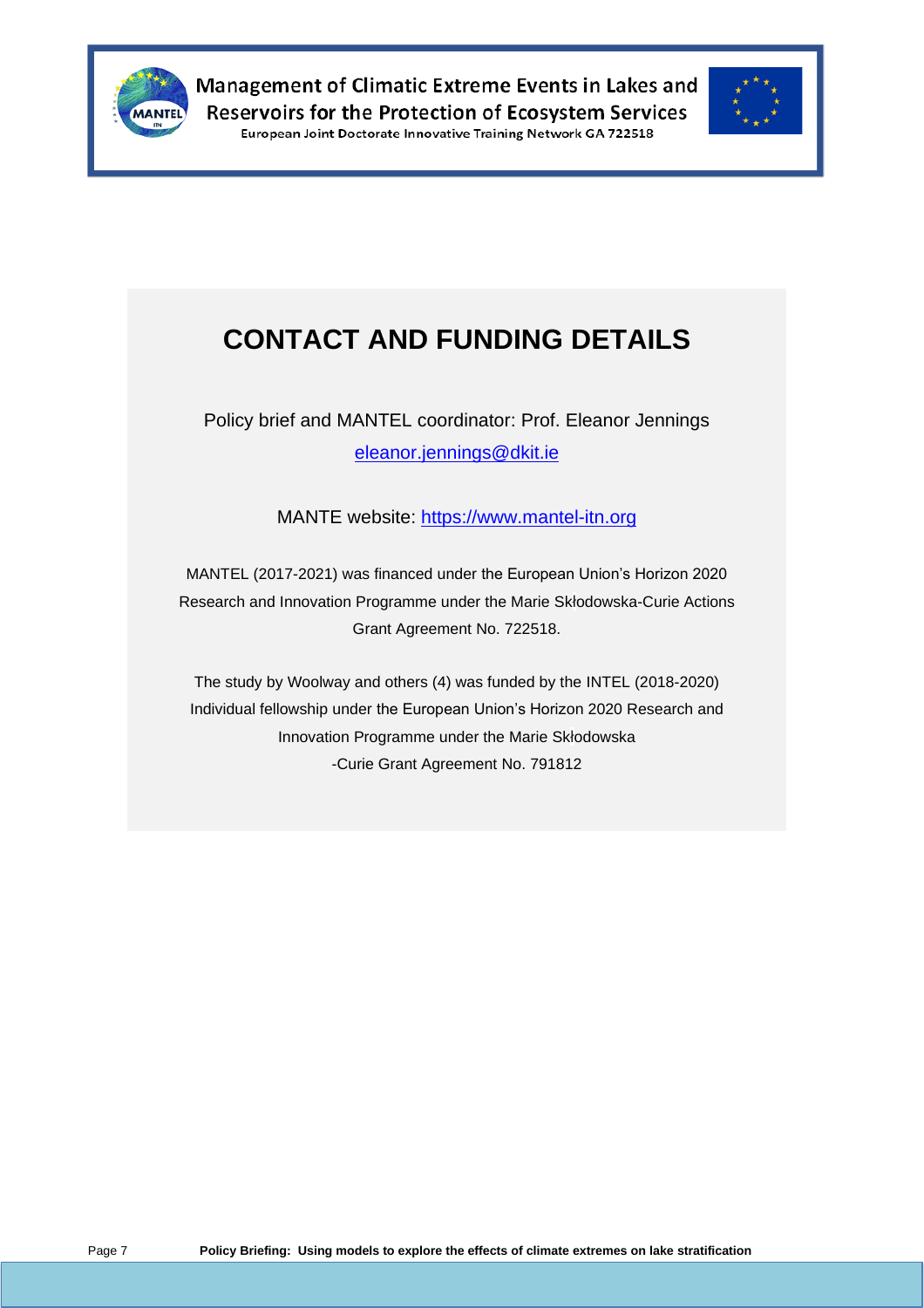# CONTACT AND FUNDING DETAILS

Policy brief and MANTEL coordinator: Prof. Eleanor Jennings
eleanor.jennings@dkit.ie

MANTE website: https://www.mantel-itn.org

MANTEL (2017-2021) was financed under the European Union's Horizon 2020 Research and Innovation Programme under the Marie Skłodowska-Curie Actions Grant Agreement No. 722518.

The study by Woolway and others (4) was funded by the INTEL (2018-2020) Individual fellowship under the European Union's Horizon 2020 Research and Innovation Programme under the Marie Skłodowska -Curie Grant Agreement No. 791812